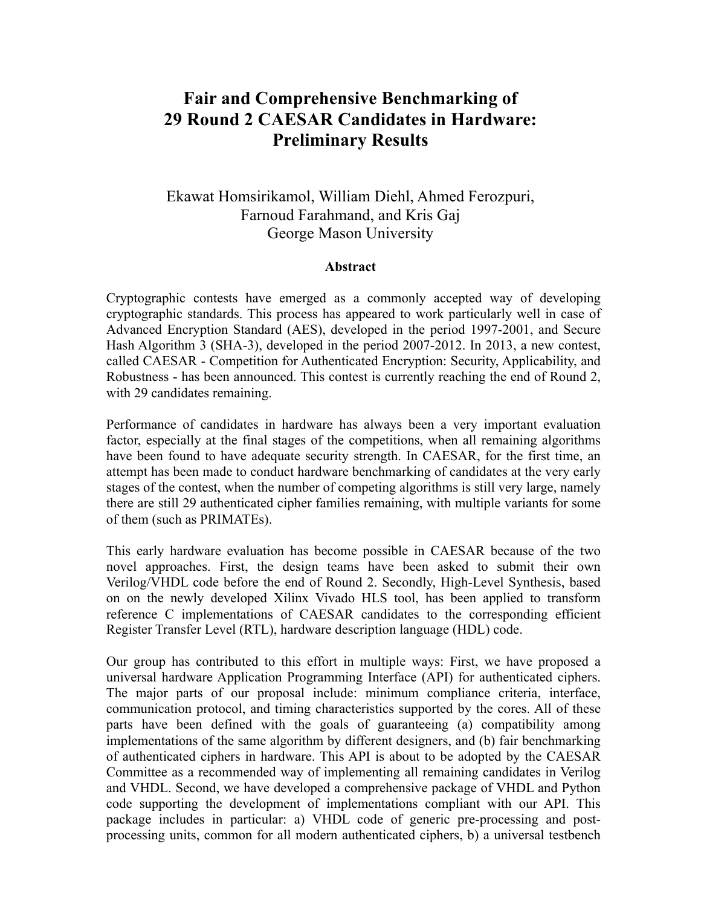# Fair and Comprehensive Benchmarking of 29 Round 2 CAESAR Candidates in Hardware: Preliminary Results

Ekawat Homsirikamol, William Diehl, Ahmed Ferozpuri, Farnoud Farahmand, and Kris Gaj
George Mason University

### Abstract

Cryptographic contests have emerged as a commonly accepted way of developing cryptographic standards. This process has appeared to work particularly well in case of Advanced Encryption Standard (AES), developed in the period 1997-2001, and Secure Hash Algorithm 3 (SHA-3), developed in the period 2007-2012. In 2013, a new contest, called CAESAR - Competition for Authenticated Encryption: Security, Applicability, and Robustness - has been announced. This contest is currently reaching the end of Round 2, with 29 candidates remaining.

Performance of candidates in hardware has always been a very important evaluation factor, especially at the final stages of the competitions, when all remaining algorithms have been found to have adequate security strength. In CAESAR, for the first time, an attempt has been made to conduct hardware benchmarking of candidates at the very early stages of the contest, when the number of competing algorithms is still very large, namely there are still 29 authenticated cipher families remaining, with multiple variants for some of them (such as PRIMATEs).

This early hardware evaluation has become possible in CAESAR because of the two novel approaches. First, the design teams have been asked to submit their own Verilog/VHDL code before the end of Round 2. Secondly, High-Level Synthesis, based on on the newly developed Xilinx Vivado HLS tool, has been applied to transform reference C implementations of CAESAR candidates to the corresponding efficient Register Transfer Level (RTL), hardware description language (HDL) code.

Our group has contributed to this effort in multiple ways: First, we have proposed a universal hardware Application Programming Interface (API) for authenticated ciphers. The major parts of our proposal include: minimum compliance criteria, interface, communication protocol, and timing characteristics supported by the cores. All of these parts have been defined with the goals of guaranteeing (a) compatibility among implementations of the same algorithm by different designers, and (b) fair benchmarking of authenticated ciphers in hardware. This API is about to be adopted by the CAESAR Committee as a recommended way of implementing all remaining candidates in Verilog and VHDL. Second, we have developed a comprehensive package of VHDL and Python code supporting the development of implementations compliant with our API. This package includes in particular: a) VHDL code of generic pre-processing and post-processing units, common for all modern authenticated ciphers, b) a universal testbench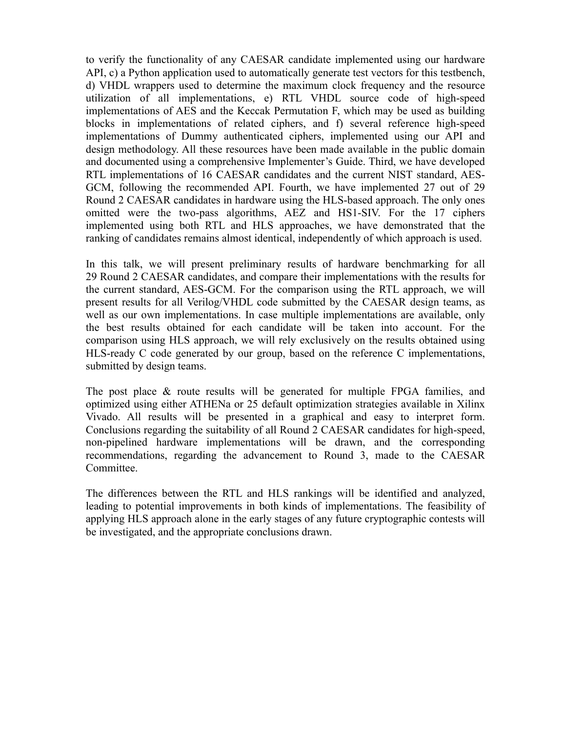to verify the functionality of any CAESAR candidate implemented using our hardware API, c) a Python application used to automatically generate test vectors for this testbench, d) VHDL wrappers used to determine the maximum clock frequency and the resource utilization of all implementations, e) RTL VHDL source code of high-speed implementations of AES and the Keccak Permutation F, which may be used as building blocks in implementations of related ciphers, and f) several reference high-speed implementations of Dummy authenticated ciphers, implemented using our API and design methodology. All these resources have been made available in the public domain and documented using a comprehensive Implementer's Guide. Third, we have developed RTL implementations of 16 CAESAR candidates and the current NIST standard, AES-GCM, following the recommended API. Fourth, we have implemented 27 out of 29 Round 2 CAESAR candidates in hardware using the HLS-based approach. The only ones omitted were the two-pass algorithms, AEZ and HS1-SIV. For the 17 ciphers implemented using both RTL and HLS approaches, we have demonstrated that the ranking of candidates remains almost identical, independently of which approach is used.

In this talk, we will present preliminary results of hardware benchmarking for all 29 Round 2 CAESAR candidates, and compare their implementations with the results for the current standard, AES-GCM. For the comparison using the RTL approach, we will present results for all Verilog/VHDL code submitted by the CAESAR design teams, as well as our own implementations. In case multiple implementations are available, only the best results obtained for each candidate will be taken into account. For the comparison using HLS approach, we will rely exclusively on the results obtained using HLS-ready C code generated by our group, based on the reference C implementations, submitted by design teams.

The post place & route results will be generated for multiple FPGA families, and optimized using either ATHENa or 25 default optimization strategies available in Xilinx Vivado. All results will be presented in a graphical and easy to interpret form. Conclusions regarding the suitability of all Round 2 CAESAR candidates for high-speed, non-pipelined hardware implementations will be drawn, and the corresponding recommendations, regarding the advancement to Round 3, made to the CAESAR Committee.

The differences between the RTL and HLS rankings will be identified and analyzed, leading to potential improvements in both kinds of implementations. The feasibility of applying HLS approach alone in the early stages of any future cryptographic contests will be investigated, and the appropriate conclusions drawn.